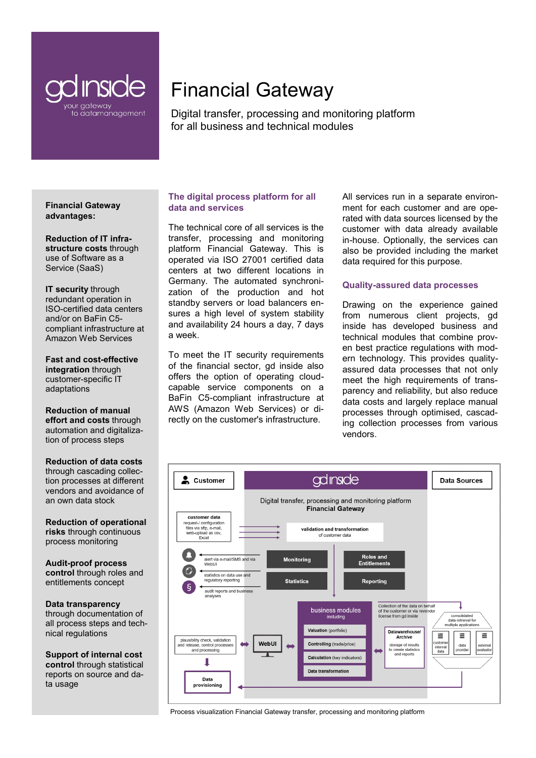gd inside
your gateway to datamanagement

# Financial Gateway

Digital transfer, processing and monitoring platform for all business and technical modules

**Financial Gateway advantages:**

**Reduction of IT infrastructure costs** through use of Software as a Service (SaaS)

**IT security** through redundant operation in ISO-certified data centers and/or on BaFin C5-compliant infrastructure at Amazon Web Services

**Fast and cost-effective integration** through customer-specific IT adaptations

**Reduction of manual effort and costs** through automation and digitalization of process steps

**Reduction of data costs** through cascading collection processes at different vendors and avoidance of an own data stock

**Reduction of operational risks** through continuous process monitoring

**Audit-proof process control** through roles and entitlements concept

**Data transparency** through documentation of all process steps and technical regulations

**Support of internal cost control** through statistical reports on source and data usage

## The digital process platform for all data and services

The technical core of all services is the transfer, processing and monitoring platform Financial Gateway. This is operated via ISO 27001 certified data centers at two different locations in Germany. The automated synchronization of the production and hot standby servers or load balancers ensures a high level of system stability and availability 24 hours a day, 7 days a week.

To meet the IT security requirements of the financial sector, gd inside also offers the option of operating cloud-capable service components on a BaFin C5-compliant infrastructure at AWS (Amazon Web Services) or directly on the customer's infrastructure.

All services run in a separate environment for each customer and are operated with data sources licensed by the customer with data already available in-house. Optionally, the services can also be provided including the market data required for this purpose.

## Quality-assured data processes

Drawing on the experience gained from numerous client projects, gd inside has developed business and technical modules that combine proven best practice regulations with modern technology. This provides quality-assured data processes that not only meet the high requirements of transparency and reliability, but also reduce data costs and largely replace manual processes through optimised, cascading collection processes from various vendors.

Customer | gd inside | Data Sources

Digital transfer, processing and monitoring platform **Financial Gateway**

customer data: request-/ configuration files via sftp, e-mail, web-upload as csv, Excel

validation and transformation of customer data

alert via e-mail/SMS and via WebUI — Monitoring — Roles and Entitlements

statistics on data use and regulatory reporting — Statistics — Reporting

audit reports and business analyses

business modules including: Valuation (portfolio), Controlling (trade/price), Calculation (key indicators), Data transformation

Collection of the data on behalf of the customer or via revendor license from gd inside

consolidated data retrieval for multiple applications: customer internal data, data provider, external evaluator

Datawarehouse/ Archive: storage of results to create statistics and reports

plausibility check, validation and release, control processes and processing — WebUI

Data provisioning

Process visualization Financial Gateway transfer, processing and monitoring platform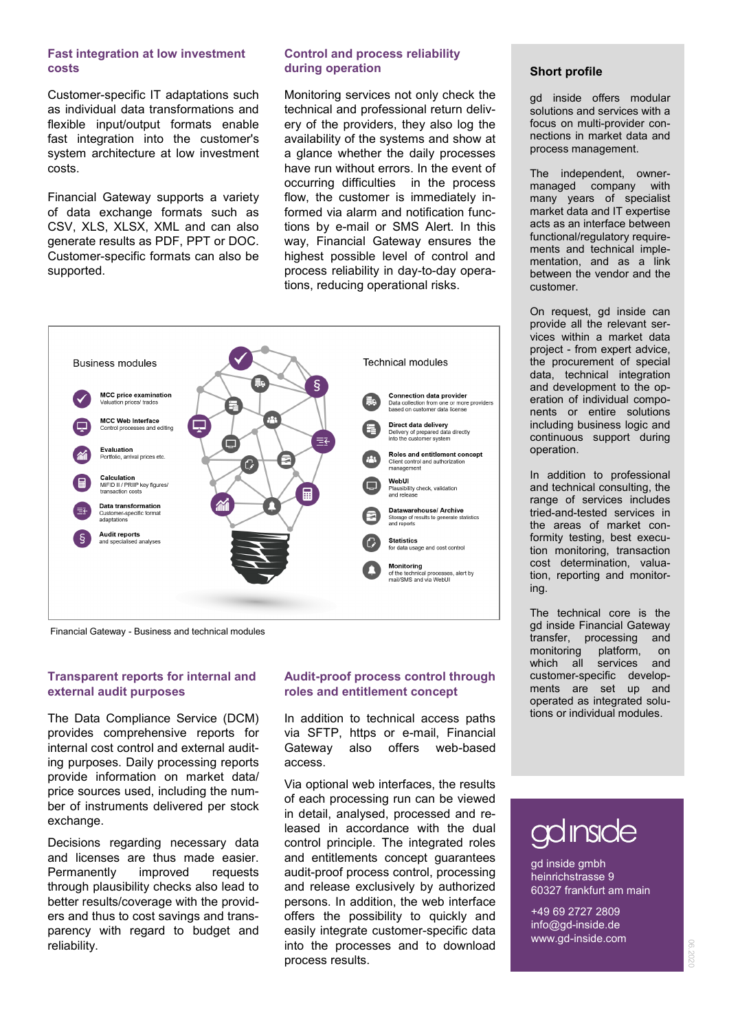## Fast integration at low investment costs

Customer-specific IT adaptations such as individual data transformations and flexible input/output formats enable fast integration into the customer's system architecture at low investment costs.

Financial Gateway supports a variety of data exchange formats such as CSV, XLS, XLSX, XML and can also generate results as PDF, PPT or DOC. Customer-specific formats can also be supported.

## Control and process reliability during operation

Monitoring services not only check the technical and professional return delivery of the providers, they also log the availability of the systems and show at a glance whether the daily processes have run without errors. In the event of occurring difficulties in the process flow, the customer is immediately informed via alarm and notification functions by e-mail or SMS Alert. In this way, Financial Gateway ensures the highest possible level of control and process reliability in day-to-day operations, reducing operational risks.

Business modules

**MCC price examination**
Valuation prices/ trades

**MCC Web Interface**
Control processes and editing

**Evaluation**
Portfolio, arrival prices etc.

**Calculation**
MiFID II / PRIIP key figures/ transaction costs

**Data transformation**
Customer-specific format adaptations

**Audit reports**
and specialised analyses

Technical modules

**Connection data provider**
Data collection from one or more providers based on customer data license

**Direct data delivery**
Delivery of prepared data directly into the customer system

**Roles and entitlement concept**
Client control and authorization management

**WebUI**
Plausibility check, validation and release

**Datawarehouse/ Archive**
Storage of results to generate statistics and reports

**Statistics**
for data usage and cost control

**Monitoring**
of the technical processes, alert by mail/SMS and via WebUI

Financial Gateway - Business and technical modules

## Transparent reports for internal and external audit purposes

The Data Compliance Service (DCM) provides comprehensive reports for internal cost control and external auditing purposes. Daily processing reports provide information on market data/ price sources used, including the number of instruments delivered per stock exchange.

Decisions regarding necessary data and licenses are thus made easier. Permanently improved requests through plausibility checks also lead to better results/coverage with the providers and thus to cost savings and transparency with regard to budget and reliability.

## Audit-proof process control through roles and entitlement concept

In addition to technical access paths via SFTP, https or e-mail, Financial Gateway also offers web-based access.

Via optional web interfaces, the results of each processing run can be viewed in detail, analysed, processed and released in accordance with the dual control principle. The integrated roles and entitlements concept guarantees audit-proof process control, processing and release exclusively by authorized persons. In addition, the web interface offers the possibility to quickly and easily integrate customer-specific data into the processes and to download process results.

## Short profile

gd inside offers modular solutions and services with a focus on multi-provider connections in market data and process management.

The independent, owner-managed company with many years of specialist market data and IT expertise acts as an interface between functional/regulatory requirements and technical implementation, and as a link between the vendor and the customer.

On request, gd inside can provide all the relevant services within a market data project - from expert advice, the procurement of special data, technical integration and development to the operation of individual components or entire solutions including business logic and continuous support during operation.

In addition to professional and technical consulting, the range of services includes tried-and-tested services in the areas of market conformity testing, best execution monitoring, transaction cost determination, valuation, reporting and monitoring.

The technical core is the gd inside Financial Gateway transfer, processing and monitoring platform, on which all services and customer-specific developments are set up and operated as integrated solutions or individual modules.

gd inside

gd inside gmbh
heinrichstrasse 9
60327 frankfurt am main

+49 69 2727 2809
info@gd-inside.de
www.gd-inside.com

06.2020